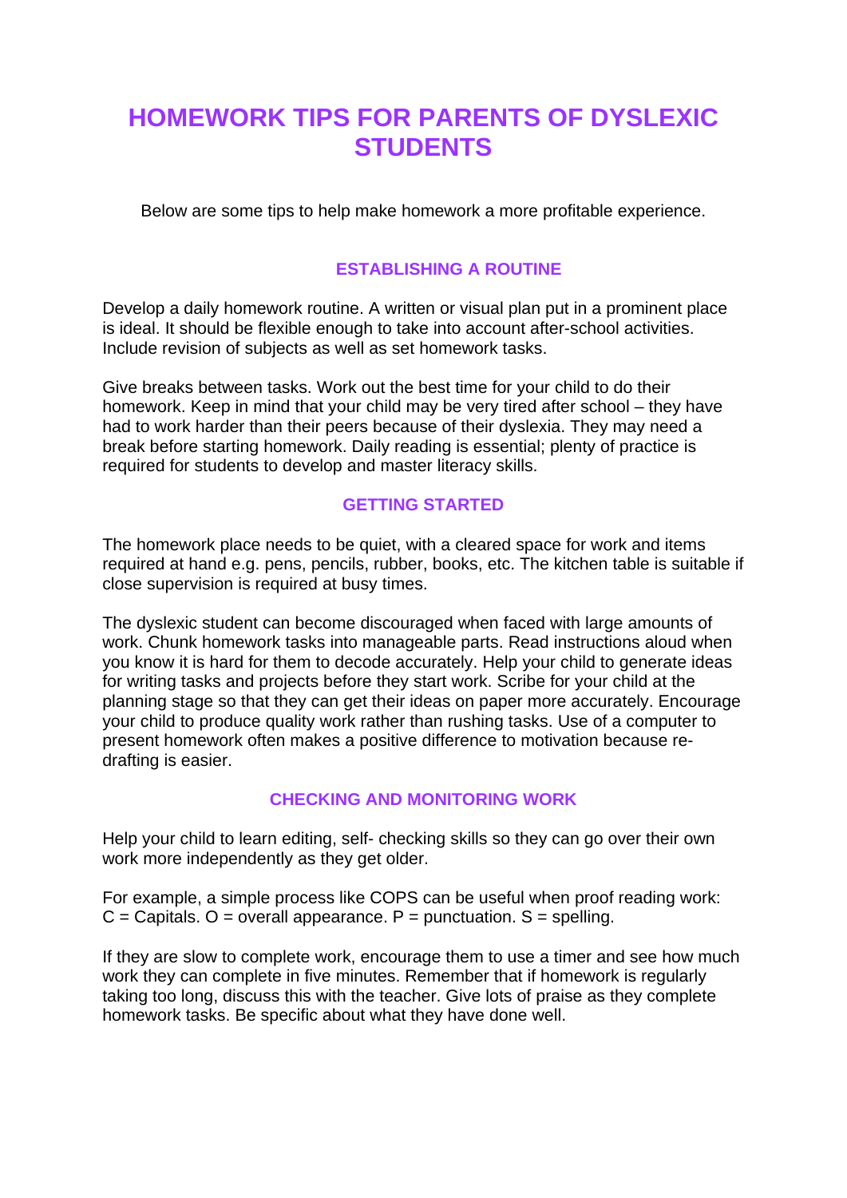# HOMEWORK TIPS FOR PARENTS OF DYSLEXIC STUDENTS

Below are some tips to help make homework a more profitable experience.

## ESTABLISHING A ROUTINE

Develop a daily homework routine. A written or visual plan put in a prominent place is ideal. It should be flexible enough to take into account after-school activities. Include revision of subjects as well as set homework tasks.

Give breaks between tasks. Work out the best time for your child to do their homework. Keep in mind that your child may be very tired after school – they have had to work harder than their peers because of their dyslexia. They may need a break before starting homework. Daily reading is essential; plenty of practice is required for students to develop and master literacy skills.

## GETTING STARTED

The homework place needs to be quiet, with a cleared space for work and items required at hand e.g. pens, pencils, rubber, books, etc. The kitchen table is suitable if close supervision is required at busy times.

The dyslexic student can become discouraged when faced with large amounts of work. Chunk homework tasks into manageable parts. Read instructions aloud when you know it is hard for them to decode accurately. Help your child to generate ideas for writing tasks and projects before they start work. Scribe for your child at the planning stage so that they can get their ideas on paper more accurately. Encourage your child to produce quality work rather than rushing tasks. Use of a computer to present homework often makes a positive difference to motivation because re-drafting is easier.

## CHECKING AND MONITORING WORK

Help your child to learn editing, self- checking skills so they can go over their own work more independently as they get older.

For example, a simple process like COPS can be useful when proof reading work:
C = Capitals. O = overall appearance. P = punctuation. S = spelling.

If they are slow to complete work, encourage them to use a timer and see how much work they can complete in five minutes. Remember that if homework is regularly taking too long, discuss this with the teacher. Give lots of praise as they complete homework tasks. Be specific about what they have done well.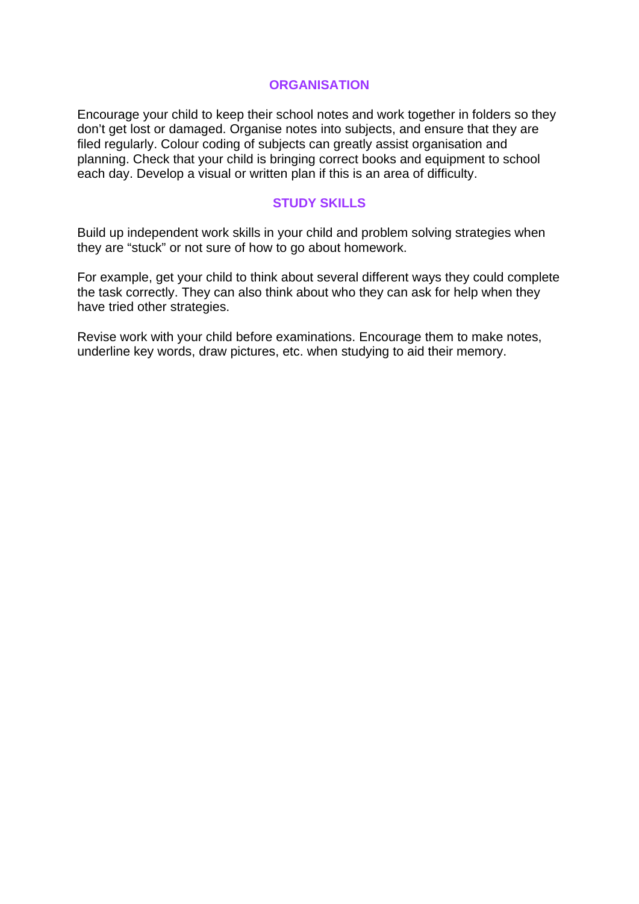## ORGANISATION

Encourage your child to keep their school notes and work together in folders so they don't get lost or damaged. Organise notes into subjects, and ensure that they are filed regularly. Colour coding of subjects can greatly assist organisation and planning. Check that your child is bringing correct books and equipment to school each day. Develop a visual or written plan if this is an area of difficulty.

## STUDY SKILLS

Build up independent work skills in your child and problem solving strategies when they are "stuck" or not sure of how to go about homework.

For example, get your child to think about several different ways they could complete the task correctly. They can also think about who they can ask for help when they have tried other strategies.

Revise work with your child before examinations. Encourage them to make notes, underline key words, draw pictures, etc. when studying to aid their memory.